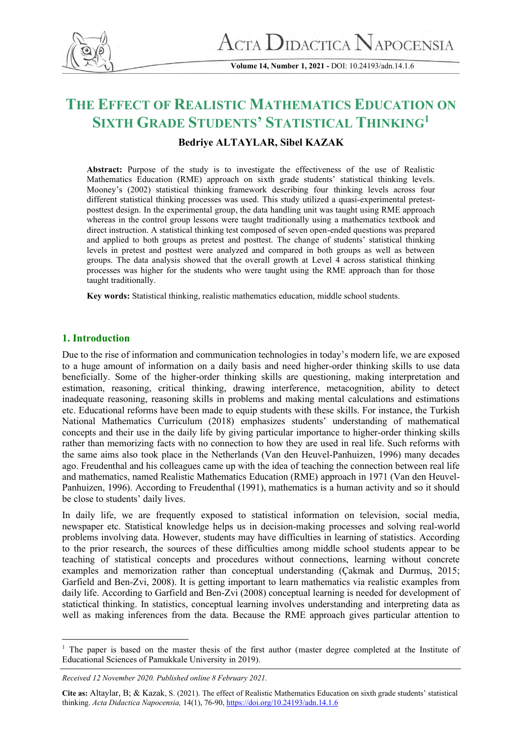# THE EFFECT OF REALISTIC MATHEMATICS EDUCATION ON SIXTH GRADE STUDENTS' STATISTICAL THINKING[1]

**Bedriye ALTAYLAR, Sibel KAZAK**

**Abstract:** Purpose of the study is to investigate the effectiveness of the use of Realistic Mathematics Education (RME) approach on sixth grade students' statistical thinking levels. Mooney's (2002) statistical thinking framework describing four thinking levels across four different statistical thinking processes was used. This study utilized a quasi-experimental pretest-posttest design. In the experimental group, the data handling unit was taught using RME approach whereas in the control group lessons were taught traditionally using a mathematics textbook and direct instruction. A statistical thinking test composed of seven open-ended questions was prepared and applied to both groups as pretest and posttest. The change of students' statistical thinking levels in pretest and posttest were analyzed and compared in both groups as well as between groups. The data analysis showed that the overall growth at Level 4 across statistical thinking processes was higher for the students who were taught using the RME approach than for those taught traditionally.

**Key words:** Statistical thinking, realistic mathematics education, middle school students.

## 1. Introduction

Due to the rise of information and communication technologies in today's modern life, we are exposed to a huge amount of information on a daily basis and need higher-order thinking skills to use data beneficially. Some of the higher-order thinking skills are questioning, making interpretation and estimation, reasoning, critical thinking, drawing interference, metacognition, ability to detect inadequate reasoning, reasoning skills in problems and making mental calculations and estimations etc. Educational reforms have been made to equip students with these skills. For instance, the Turkish National Mathematics Curriculum (2018) emphasizes students' understanding of mathematical concepts and their use in the daily life by giving particular importance to higher-order thinking skills rather than memorizing facts with no connection to how they are used in real life. Such reforms with the same aims also took place in the Netherlands (Van den Heuvel-Panhuizen, 1996) many decades ago. Freudenthal and his colleagues came up with the idea of teaching the connection between real life and mathematics, named Realistic Mathematics Education (RME) approach in 1971 (Van den Heuvel-Panhuizen, 1996). According to Freudenthal (1991), mathematics is a human activity and so it should be close to students' daily lives.

In daily life, we are frequently exposed to statistical information on television, social media, newspaper etc. Statistical knowledge helps us in decision-making processes and solving real-world problems involving data. However, students may have difficulties in learning of statistics. According to the prior research, the sources of these difficulties among middle school students appear to be teaching of statistical concepts and procedures without connections, learning without concrete examples and memorization rather than conceptual understanding (Çakmak and Durmuş, 2015; Garfield and Ben-Zvi, 2008). It is getting important to learn mathematics via realistic examples from daily life. According to Garfield and Ben-Zvi (2008) conceptual learning is needed for development of statictical thinking. In statistics, conceptual learning involves understanding and interpreting data as well as making inferences from the data. Because the RME approach gives particular attention to

[1] The paper is based on the master thesis of the first author (master degree completed at the Institute of Educational Sciences of Pamukkale University in 2019).

*Received 12 November 2020. Published online 8 February 2021.*

**Cite as:** Altaylar, B; & Kazak, S. (2021). The effect of Realistic Mathematics Education on sixth grade students' statistical thinking. *Acta Didactica Napocensia,* 14(1), 76-90, https://doi.org/10.24193/adn.14.1.6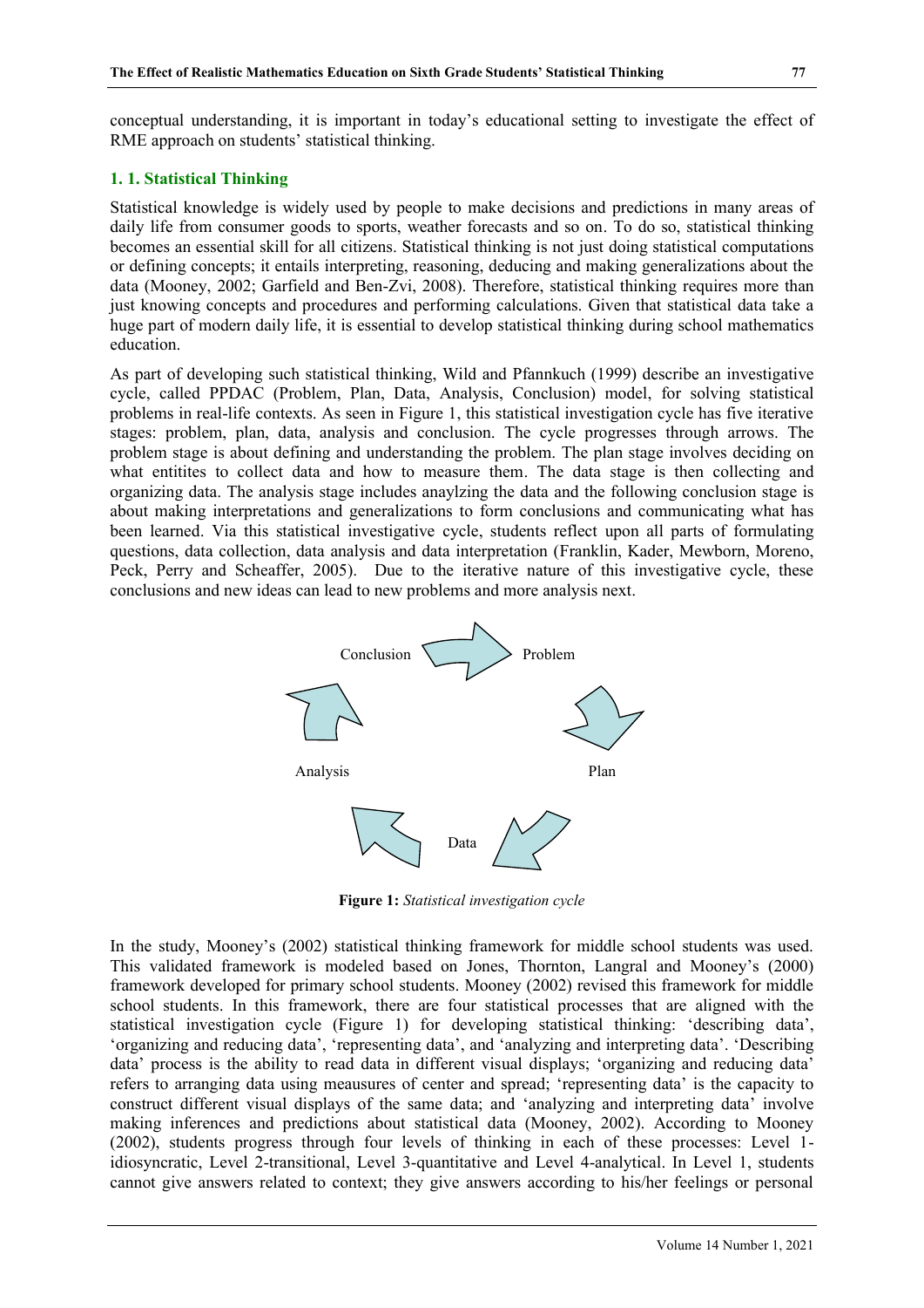conceptual understanding, it is important in today's educational setting to investigate the effect of RME approach on students' statistical thinking.

### 1. 1. Statistical Thinking

Statistical knowledge is widely used by people to make decisions and predictions in many areas of daily life from consumer goods to sports, weather forecasts and so on. To do so, statistical thinking becomes an essential skill for all citizens. Statistical thinking is not just doing statistical computations or defining concepts; it entails interpreting, reasoning, deducing and making generalizations about the data (Mooney, 2002; Garfield and Ben-Zvi, 2008). Therefore, statistical thinking requires more than just knowing concepts and procedures and performing calculations. Given that statistical data take a huge part of modern daily life, it is essential to develop statistical thinking during school mathematics education.

As part of developing such statistical thinking, Wild and Pfannkuch (1999) describe an investigative cycle, called PPDAC (Problem, Plan, Data, Analysis, Conclusion) model, for solving statistical problems in real-life contexts. As seen in Figure 1, this statistical investigation cycle has five iterative stages: problem, plan, data, analysis and conclusion. The cycle progresses through arrows. The problem stage is about defining and understanding the problem. The plan stage involves deciding on what entitites to collect data and how to measure them. The data stage is then collecting and organizing data. The analysis stage includes anaylzing the data and the following conclusion stage is about making interpretations and generalizations to form conclusions and communicating what has been learned. Via this statistical investigative cycle, students reflect upon all parts of formulating questions, data collection, data analysis and data interpretation (Franklin, Kader, Mewborn, Moreno, Peck, Perry and Scheaffer, 2005). Due to the iterative nature of this investigative cycle, these conclusions and new ideas can lead to new problems and more analysis next.

Conclusion → Problem → Plan → Data → Analysis → Conclusion

**Figure 1:** *Statistical investigation cycle*

In the study, Mooney's (2002) statistical thinking framework for middle school students was used. This validated framework is modeled based on Jones, Thornton, Langral and Mooney's (2000) framework developed for primary school students. Mooney (2002) revised this framework for middle school students. In this framework, there are four statistical processes that are aligned with the statistical investigation cycle (Figure 1) for developing statistical thinking: 'describing data', 'organizing and reducing data', 'representing data', and 'analyzing and interpreting data'. 'Describing data' process is the ability to read data in different visual displays; 'organizing and reducing data' refers to arranging data using meausures of center and spread; 'representing data' is the capacity to construct different visual displays of the same data; and 'analyzing and interpreting data' involve making inferences and predictions about statistical data (Mooney, 2002). According to Mooney (2002), students progress through four levels of thinking in each of these processes: Level 1-idiosyncratic, Level 2-transitional, Level 3-quantitative and Level 4-analytical. In Level 1, students cannot give answers related to context; they give answers according to his/her feelings or personal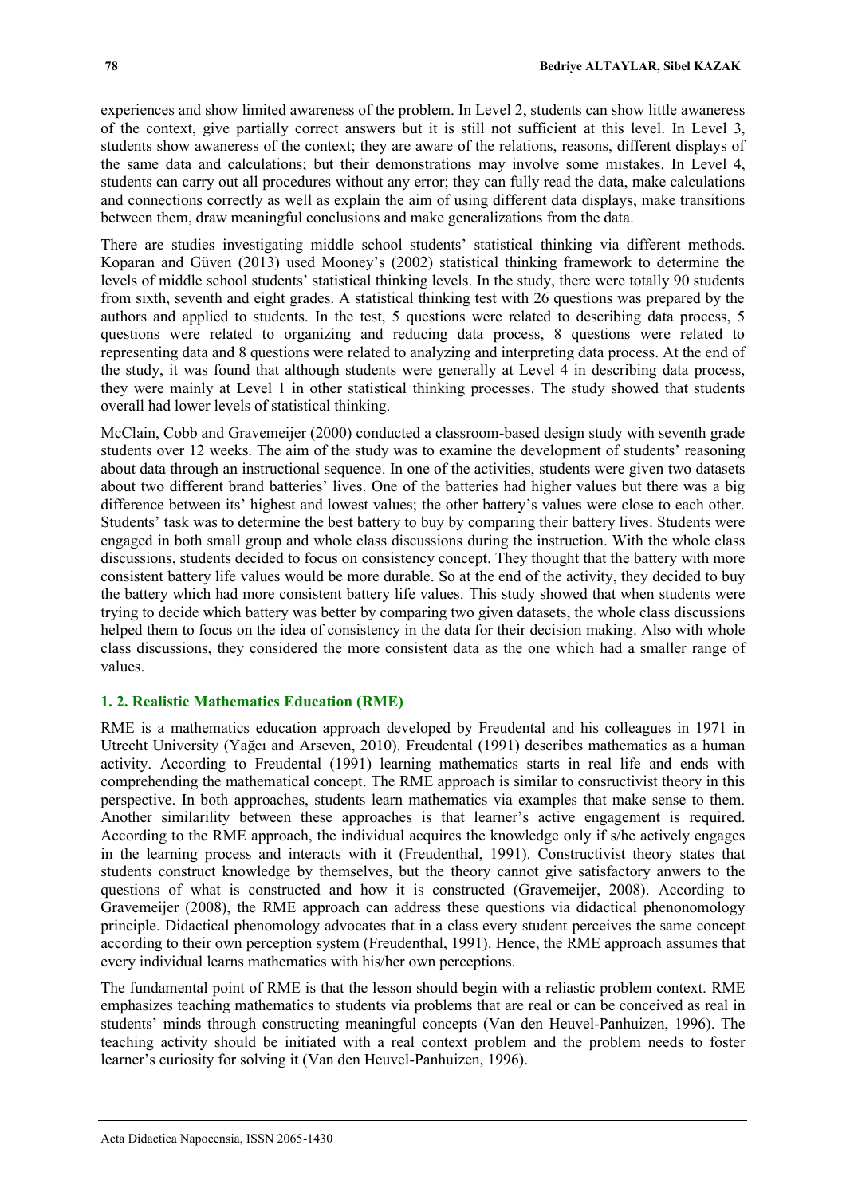experiences and show limited awareness of the problem. In Level 2, students can show little awaneress of the context, give partially correct answers but it is still not sufficient at this level. In Level 3, students show awaneress of the context; they are aware of the relations, reasons, different displays of the same data and calculations; but their demonstrations may involve some mistakes. In Level 4, students can carry out all procedures without any error; they can fully read the data, make calculations and connections correctly as well as explain the aim of using different data displays, make transitions between them, draw meaningful conclusions and make generalizations from the data.

There are studies investigating middle school students' statistical thinking via different methods. Koparan and Güven (2013) used Mooney's (2002) statistical thinking framework to determine the levels of middle school students' statistical thinking levels. In the study, there were totally 90 students from sixth, seventh and eight grades. A statistical thinking test with 26 questions was prepared by the authors and applied to students. In the test, 5 questions were related to describing data process, 5 questions were related to organizing and reducing data process, 8 questions were related to representing data and 8 questions were related to analyzing and interpreting data process. At the end of the study, it was found that although students were generally at Level 4 in describing data process, they were mainly at Level 1 in other statistical thinking processes. The study showed that students overall had lower levels of statistical thinking.

McClain, Cobb and Gravemeijer (2000) conducted a classroom-based design study with seventh grade students over 12 weeks. The aim of the study was to examine the development of students' reasoning about data through an instructional sequence. In one of the activities, students were given two datasets about two different brand batteries' lives. One of the batteries had higher values but there was a big difference between its' highest and lowest values; the other battery's values were close to each other. Students' task was to determine the best battery to buy by comparing their battery lives. Students were engaged in both small group and whole class discussions during the instruction. With the whole class discussions, students decided to focus on consistency concept. They thought that the battery with more consistent battery life values would be more durable. So at the end of the activity, they decided to buy the battery which had more consistent battery life values. This study showed that when students were trying to decide which battery was better by comparing two given datasets, the whole class discussions helped them to focus on the idea of consistency in the data for their decision making. Also with whole class discussions, they considered the more consistent data as the one which had a smaller range of values.

### 1. 2. Realistic Mathematics Education (RME)

RME is a mathematics education approach developed by Freudental and his colleagues in 1971 in Utrecht University (Yağcı and Arseven, 2010). Freudental (1991) describes mathematics as a human activity. According to Freudental (1991) learning mathematics starts in real life and ends with comprehending the mathematical concept. The RME approach is similar to consructivist theory in this perspective. In both approaches, students learn mathematics via examples that make sense to them. Another similarility between these approaches is that learner's active engagement is required. According to the RME approach, the individual acquires the knowledge only if s/he actively engages in the learning process and interacts with it (Freudenthal, 1991). Constructivist theory states that students construct knowledge by themselves, but the theory cannot give satisfactory anwers to the questions of what is constructed and how it is constructed (Gravemeijer, 2008). According to Gravemeijer (2008), the RME approach can address these questions via didactical phenonomology principle. Didactical phenomology advocates that in a class every student perceives the same concept according to their own perception system (Freudenthal, 1991). Hence, the RME approach assumes that every individual learns mathematics with his/her own perceptions.

The fundamental point of RME is that the lesson should begin with a reliastic problem context. RME emphasizes teaching mathematics to students via problems that are real or can be conceived as real in students' minds through constructing meaningful concepts (Van den Heuvel-Panhuizen, 1996). The teaching activity should be initiated with a real context problem and the problem needs to foster learner's curiosity for solving it (Van den Heuvel-Panhuizen, 1996).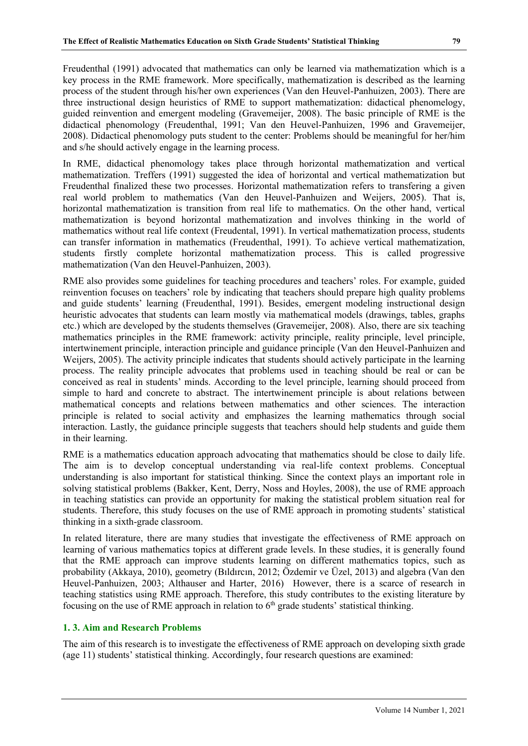Freudenthal (1991) advocated that mathematics can only be learned via mathematization which is a key process in the RME framework. More specifically, mathematization is described as the learning process of the student through his/her own experiences (Van den Heuvel-Panhuizen, 2003). There are three instructional design heuristics of RME to support mathematization: didactical phenomelogy, guided reinvention and emergent modeling (Gravemeijer, 2008). The basic principle of RME is the didactical phenomology (Freudenthal, 1991; Van den Heuvel-Panhuizen, 1996 and Gravemeijer, 2008). Didactical phenomology puts student to the center: Problems should be meaningful for her/him and s/he should actively engage in the learning process.

In RME, didactical phenomology takes place through horizontal mathematization and vertical mathematization. Treffers (1991) suggested the idea of horizontal and vertical mathematization but Freudenthal finalized these two processes. Horizontal mathematization refers to transfering a given real world problem to mathematics (Van den Heuvel-Panhuizen and Weijers, 2005). That is, horizontal mathematization is transition from real life to mathematics. On the other hand, vertical mathematization is beyond horizontal mathematization and involves thinking in the world of mathematics without real life context (Freudental, 1991). In vertical mathematization process, students can transfer information in mathematics (Freudenthal, 1991). To achieve vertical mathematization, students firstly complete horizontal mathematization process. This is called progressive mathematization (Van den Heuvel-Panhuizen, 2003).

RME also provides some guidelines for teaching procedures and teachers' roles. For example, guided reinvention focuses on teachers' role by indicating that teachers should prepare high quality problems and guide students' learning (Freudenthal, 1991). Besides, emergent modeling instructional design heuristic advocates that students can learn mostly via mathematical models (drawings, tables, graphs etc.) which are developed by the students themselves (Gravemeijer, 2008). Also, there are six teaching mathematics principles in the RME framework: activity principle, reality principle, level principle, intertwinement principle, interaction principle and guidance principle (Van den Heuvel-Panhuizen and Weijers, 2005). The activity principle indicates that students should actively participate in the learning process. The reality principle advocates that problems used in teaching should be real or can be conceived as real in students' minds. According to the level principle, learning should proceed from simple to hard and concrete to abstract. The intertwinement principle is about relations between mathematical concepts and relations between mathematics and other sciences. The interaction principle is related to social activity and emphasizes the learning mathematics through social interaction. Lastly, the guidance principle suggests that teachers should help students and guide them in their learning.

RME is a mathematics education approach advocating that mathematics should be close to daily life. The aim is to develop conceptual understanding via real-life context problems. Conceptual understanding is also important for statistical thinking. Since the context plays an important role in solving statistical problems (Bakker, Kent, Derry, Noss and Hoyles, 2008), the use of RME approach in teaching statistics can provide an opportunity for making the statistical problem situation real for students. Therefore, this study focuses on the use of RME approach in promoting students' statistical thinking in a sixth-grade classroom.

In related literature, there are many studies that investigate the effectiveness of RME approach on learning of various mathematics topics at different grade levels. In these studies, it is generally found that the RME approach can improve students learning on different mathematics topics, such as probability (Akkaya, 2010), geometry (Bıldırcın, 2012; Özdemir ve Üzel, 2013) and algebra (Van den Heuvel-Panhuizen, 2003; Althauser and Harter, 2016) However, there is a scarce of research in teaching statistics using RME approach. Therefore, this study contributes to the existing literature by focusing on the use of RME approach in relation to 6th grade students' statistical thinking.

### 1. 3. Aim and Research Problems

The aim of this research is to investigate the effectiveness of RME approach on developing sixth grade (age 11) students' statistical thinking. Accordingly, four research questions are examined: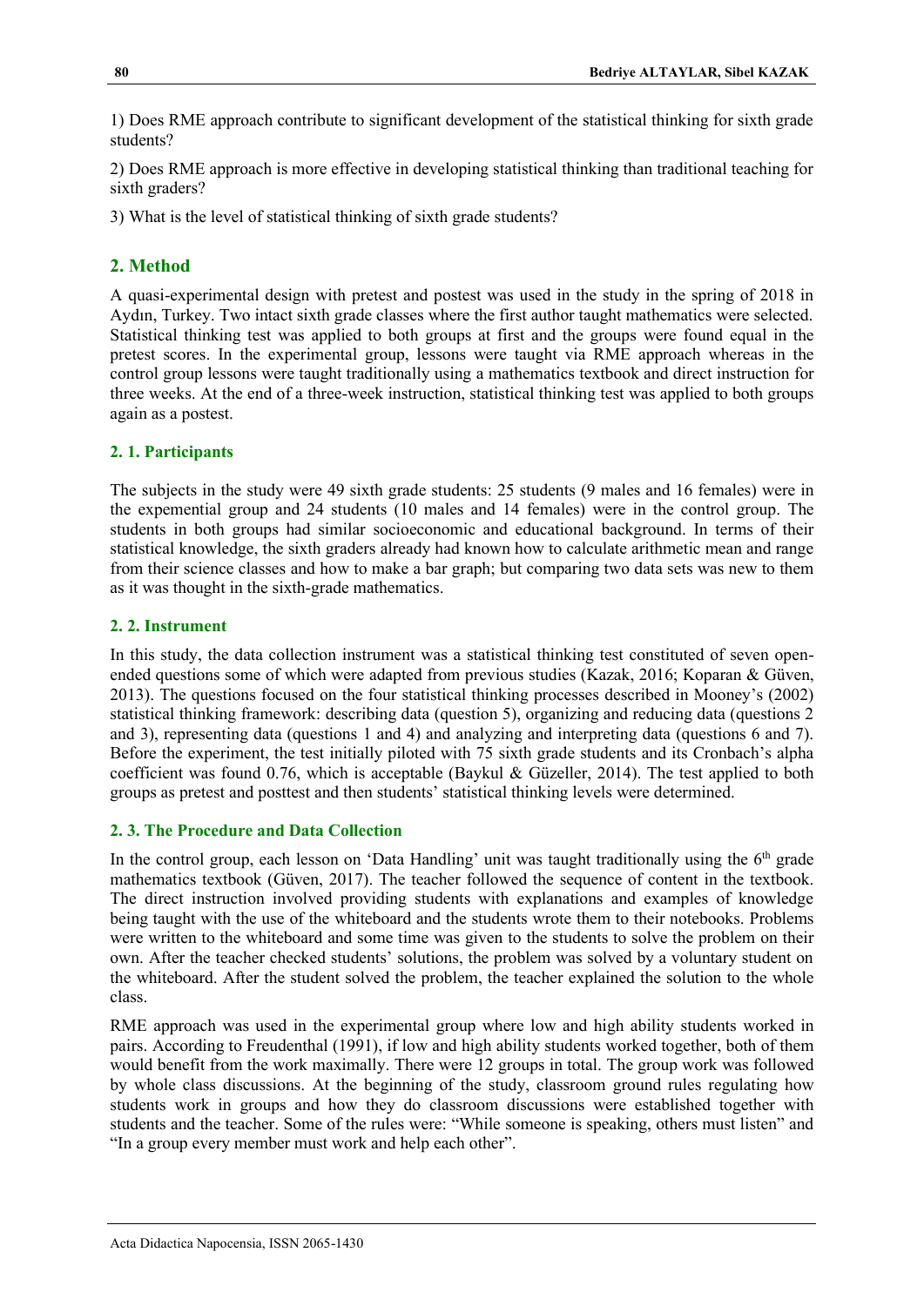1) Does RME approach contribute to significant development of the statistical thinking for sixth grade students?

2) Does RME approach is more effective in developing statistical thinking than traditional teaching for sixth graders?

3) What is the level of statistical thinking of sixth grade students?

## 2. Method

A quasi-experimental design with pretest and postest was used in the study in the spring of 2018 in Aydın, Turkey. Two intact sixth grade classes where the first author taught mathematics were selected. Statistical thinking test was applied to both groups at first and the groups were found equal in the pretest scores. In the experimental group, lessons were taught via RME approach whereas in the control group lessons were taught traditionally using a mathematics textbook and direct instruction for three weeks. At the end of a three-week instruction, statistical thinking test was applied to both groups again as a postest.

### 2. 1. Participants

The subjects in the study were 49 sixth grade students: 25 students (9 males and 16 females) were in the expemential group and 24 students (10 males and 14 females) were in the control group. The students in both groups had similar socioeconomic and educational background. In terms of their statistical knowledge, the sixth graders already had known how to calculate arithmetic mean and range from their science classes and how to make a bar graph; but comparing two data sets was new to them as it was thought in the sixth-grade mathematics.

### 2. 2. Instrument

In this study, the data collection instrument was a statistical thinking test constituted of seven open-ended questions some of which were adapted from previous studies (Kazak, 2016; Koparan & Güven, 2013). The questions focused on the four statistical thinking processes described in Mooney's (2002) statistical thinking framework: describing data (question 5), organizing and reducing data (questions 2 and 3), representing data (questions 1 and 4) and analyzing and interpreting data (questions 6 and 7). Before the experiment, the test initially piloted with 75 sixth grade students and its Cronbach's alpha coefficient was found 0.76, which is acceptable (Baykul & Güzeller, 2014). The test applied to both groups as pretest and posttest and then students' statistical thinking levels were determined.

### 2. 3. The Procedure and Data Collection

In the control group, each lesson on 'Data Handling' unit was taught traditionally using the 6th grade mathematics textbook (Güven, 2017). The teacher followed the sequence of content in the textbook. The direct instruction involved providing students with explanations and examples of knowledge being taught with the use of the whiteboard and the students wrote them to their notebooks. Problems were written to the whiteboard and some time was given to the students to solve the problem on their own. After the teacher checked students' solutions, the problem was solved by a voluntary student on the whiteboard. After the student solved the problem, the teacher explained the solution to the whole class.

RME approach was used in the experimental group where low and high ability students worked in pairs. According to Freudenthal (1991), if low and high ability students worked together, both of them would benefit from the work maximally. There were 12 groups in total. The group work was followed by whole class discussions. At the beginning of the study, classroom ground rules regulating how students work in groups and how they do classroom discussions were established together with students and the teacher. Some of the rules were: "While someone is speaking, others must listen" and "In a group every member must work and help each other".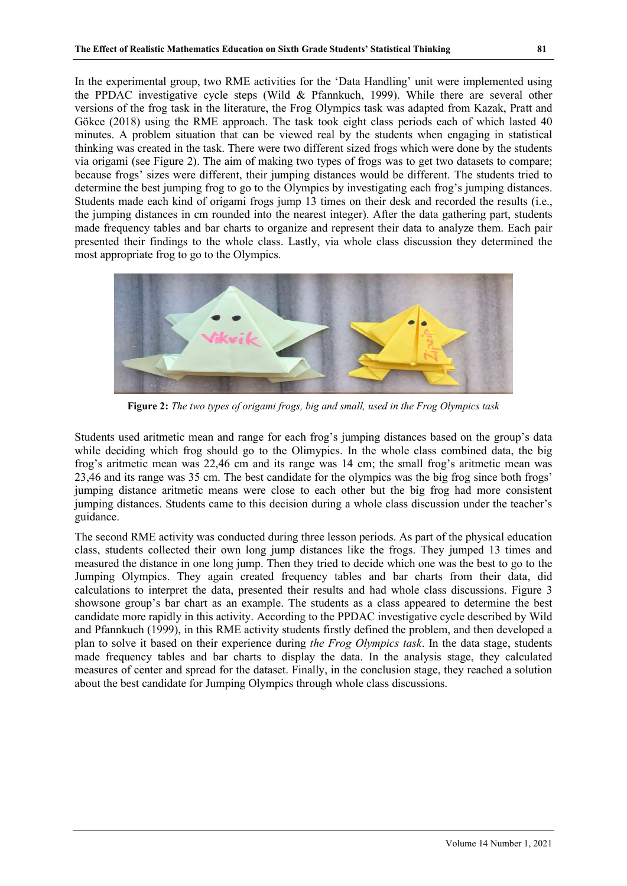In the experimental group, two RME activities for the 'Data Handling' unit were implemented using the PPDAC investigative cycle steps (Wild & Pfannkuch, 1999). While there are several other versions of the frog task in the literature, the Frog Olympics task was adapted from Kazak, Pratt and Gökce (2018) using the RME approach. The task took eight class periods each of which lasted 40 minutes. A problem situation that can be viewed real by the students when engaging in statistical thinking was created in the task. There were two different sized frogs which were done by the students via origami (see Figure 2). The aim of making two types of frogs was to get two datasets to compare; because frogs' sizes were different, their jumping distances would be different. The students tried to determine the best jumping frog to go to the Olympics by investigating each frog's jumping distances. Students made each kind of origami frogs jump 13 times on their desk and recorded the results (i.e., the jumping distances in cm rounded into the nearest integer). After the data gathering part, students made frequency tables and bar charts to organize and represent their data to analyze them. Each pair presented their findings to the whole class. Lastly, via whole class discussion they determined the most appropriate frog to go to the Olympics.

**Figure 2:** *The two types of origami frogs, big and small, used in the Frog Olympics task*

Students used aritmetic mean and range for each frog's jumping distances based on the group's data while deciding which frog should go to the Olimypics. In the whole class combined data, the big frog's aritmetic mean was 22,46 cm and its range was 14 cm; the small frog's aritmetic mean was 23,46 and its range was 35 cm. The best candidate for the olympics was the big frog since both frogs' jumping distance aritmetic means were close to each other but the big frog had more consistent jumping distances. Students came to this decision during a whole class discussion under the teacher's guidance.

The second RME activity was conducted during three lesson periods. As part of the physical education class, students collected their own long jump distances like the frogs. They jumped 13 times and measured the distance in one long jump. Then they tried to decide which one was the best to go to the Jumping Olympics. They again created frequency tables and bar charts from their data, did calculations to interpret the data, presented their results and had whole class discussions. Figure 3 showsone group's bar chart as an example. The students as a class appeared to determine the best candidate more rapidly in this activity. According to the PPDAC investigative cycle described by Wild and Pfannkuch (1999), in this RME activity students firstly defined the problem, and then developed a plan to solve it based on their experience during *the Frog Olympics task*. In the data stage, students made frequency tables and bar charts to display the data. In the analysis stage, they calculated measures of center and spread for the dataset. Finally, in the conclusion stage, they reached a solution about the best candidate for Jumping Olympics through whole class discussions.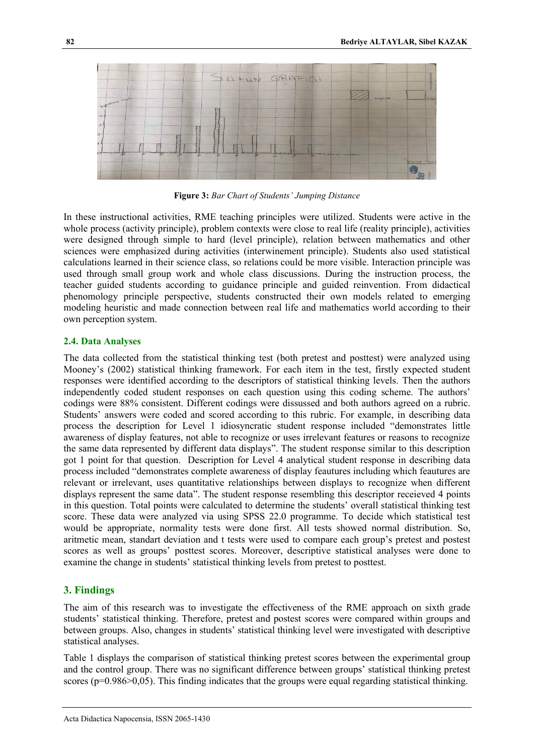**Figure 3:** *Bar Chart of Students' Jumping Distance*

In these instructional activities, RME teaching principles were utilized. Students were active in the whole process (activity principle), problem contexts were close to real life (reality principle), activities were designed through simple to hard (level principle), relation between mathematics and other sciences were emphasized during activities (interwinement principle). Students also used statistical calculations learned in their science class, so relations could be more visible. Interaction principle was used through small group work and whole class discussions. During the instruction process, the teacher guided students according to guidance principle and guided reinvention. From didactical phenomology principle perspective, students constructed their own models related to emerging modeling heuristic and made connection between real life and mathematics world according to their own perception system.

### 2.4. Data Analyses

The data collected from the statistical thinking test (both pretest and posttest) were analyzed using Mooney's (2002) statistical thinking framework. For each item in the test, firstly expected student responses were identified according to the descriptors of statistical thinking levels. Then the authors independently coded student responses on each question using this coding scheme. The authors' codings were 88% consistent. Different codings were dissussed and both authors agreed on a rubric. Students' answers were coded and scored according to this rubric. For example, in describing data process the description for Level 1 idiosyncratic student response included "demonstrates little awareness of display features, not able to recognize or uses irrelevant features or reasons to recognize the same data represented by different data displays". The student response similar to this description got 1 point for that question. Description for Level 4 analytical student response in describing data process included "demonstrates complete awareness of display feautures including which feautures are relevant or irrelevant, uses quantitative relationships between displays to recognize when different displays represent the same data". The student response resembling this descriptor receieved 4 points in this question. Total points were calculated to determine the students' overall statistical thinking test score. These data were analyzed via using SPSS 22.0 programme. To decide which statistical test would be appropriate, normality tests were done first. All tests showed normal distribution. So, aritmetic mean, standart deviation and t tests were used to compare each group's pretest and postest scores as well as groups' posttest scores. Moreover, descriptive statistical analyses were done to examine the change in students' statistical thinking levels from pretest to posttest.

## 3. Findings

The aim of this research was to investigate the effectiveness of the RME approach on sixth grade students' statistical thinking. Therefore, pretest and postest scores were compared within groups and between groups. Also, changes in students' statistical thinking level were investigated with descriptive statistical analyses.

Table 1 displays the comparison of statistical thinking pretest scores between the experimental group and the control group. There was no significant difference between groups' statistical thinking pretest scores ($p=0.986>0,05$). This finding indicates that the groups were equal regarding statistical thinking.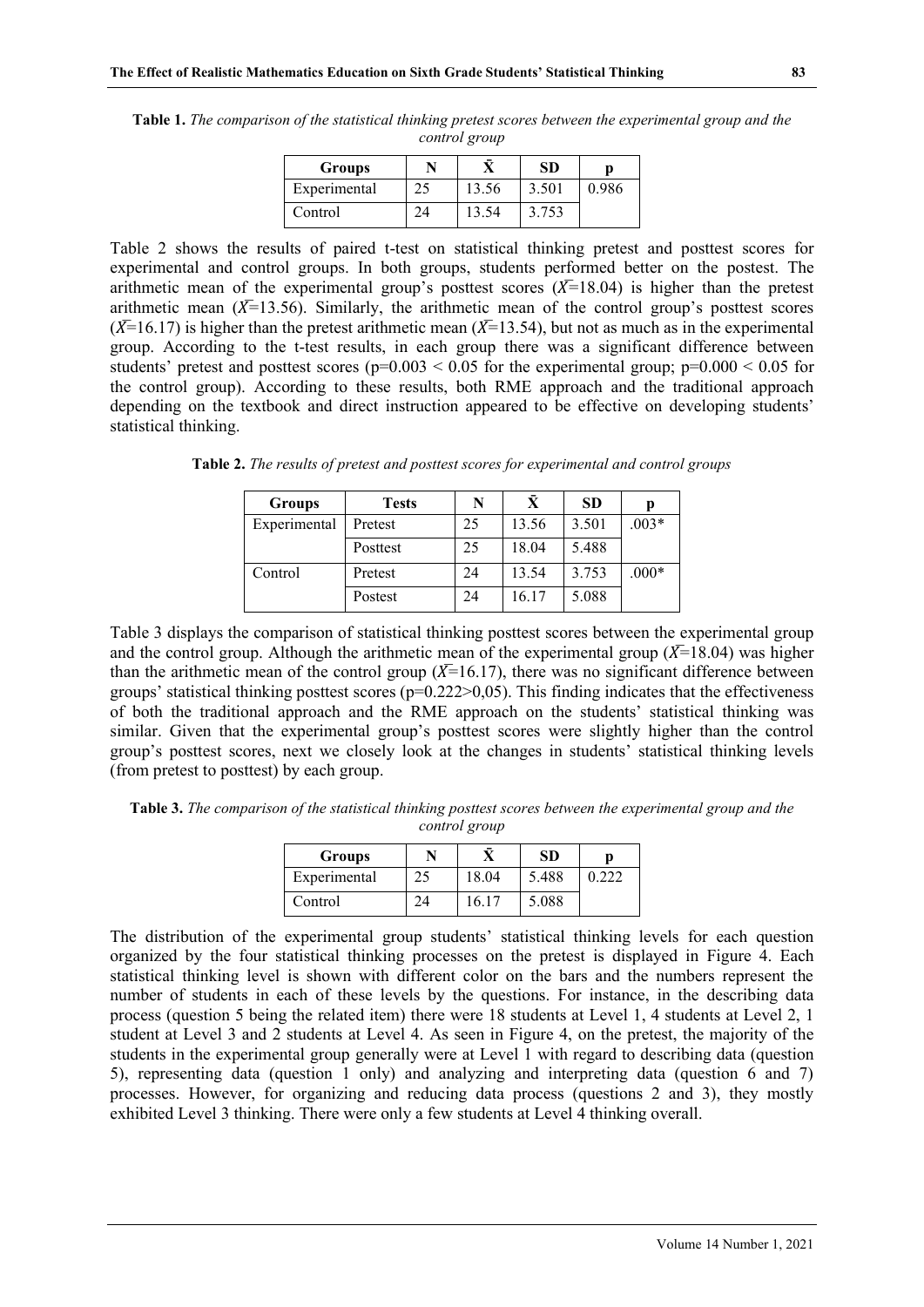**Table 1.** *The comparison of the statistical thinking pretest scores between the experimental group and the control group*

| Groups | N | $\bar{X}$ | SD | p |
|---|---|---|---|---|
| Experimental | 25 | 13.56 | 3.501 | 0.986 |
| Control | 24 | 13.54 | 3.753 | |

Table 2 shows the results of paired t-test on statistical thinking pretest and posttest scores for experimental and control groups. In both groups, students performed better on the postest. The arithmetic mean of the experimental group's posttest scores ($\bar{X}$=18.04) is higher than the pretest arithmetic mean ($\bar{X}$=13.56). Similarly, the arithmetic mean of the control group's posttest scores ($\bar{X}$=16.17) is higher than the pretest arithmetic mean ($\bar{X}$=13.54), but not as much as in the experimental group. According to the t-test results, in each group there was a significant difference between students' pretest and posttest scores ($p=0.003 < 0.05$ for the experimental group; $p=0.000 < 0.05$ for the control group). According to these results, both RME approach and the traditional approach depending on the textbook and direct instruction appeared to be effective on developing students' statistical thinking.

**Table 2.** *The results of pretest and posttest scores for experimental and control groups*

| Groups | Tests | N | $\bar{X}$ | SD | p |
|---|---|---|---|---|---|
| Experimental | Pretest | 25 | 13.56 | 3.501 | .003* |
| | Posttest | 25 | 18.04 | 5.488 | |
| Control | Pretest | 24 | 13.54 | 3.753 | .000* |
| | Postest | 24 | 16.17 | 5.088 | |

Table 3 displays the comparison of statistical thinking posttest scores between the experimental group and the control group. Although the arithmetic mean of the experimental group ($\bar{X}$=18.04) was higher than the arithmetic mean of the control group ($\bar{X}$=16.17), there was no significant difference between groups' statistical thinking posttest scores ($p=0.222>0,05$). This finding indicates that the effectiveness of both the traditional approach and the RME approach on the students' statistical thinking was similar. Given that the experimental group's posttest scores were slightly higher than the control group's posttest scores, next we closely look at the changes in students' statistical thinking levels (from pretest to posttest) by each group.

**Table 3.** *The comparison of the statistical thinking posttest scores between the experimental group and the control group*

| Groups | N | $\bar{X}$ | SD | p |
|---|---|---|---|---|
| Experimental | 25 | 18.04 | 5.488 | 0.222 |
| Control | 24 | 16.17 | 5.088 | |

The distribution of the experimental group students' statistical thinking levels for each question organized by the four statistical thinking processes on the pretest is displayed in Figure 4. Each statistical thinking level is shown with different color on the bars and the numbers represent the number of students in each of these levels by the questions. For instance, in the describing data process (question 5 being the related item) there were 18 students at Level 1, 4 students at Level 2, 1 student at Level 3 and 2 students at Level 4. As seen in Figure 4, on the pretest, the majority of the students in the experimental group generally were at Level 1 with regard to describing data (question 5), representing data (question 1 only) and analyzing and interpreting data (question 6 and 7) processes. However, for organizing and reducing data process (questions 2 and 3), they mostly exhibited Level 3 thinking. There were only a few students at Level 4 thinking overall.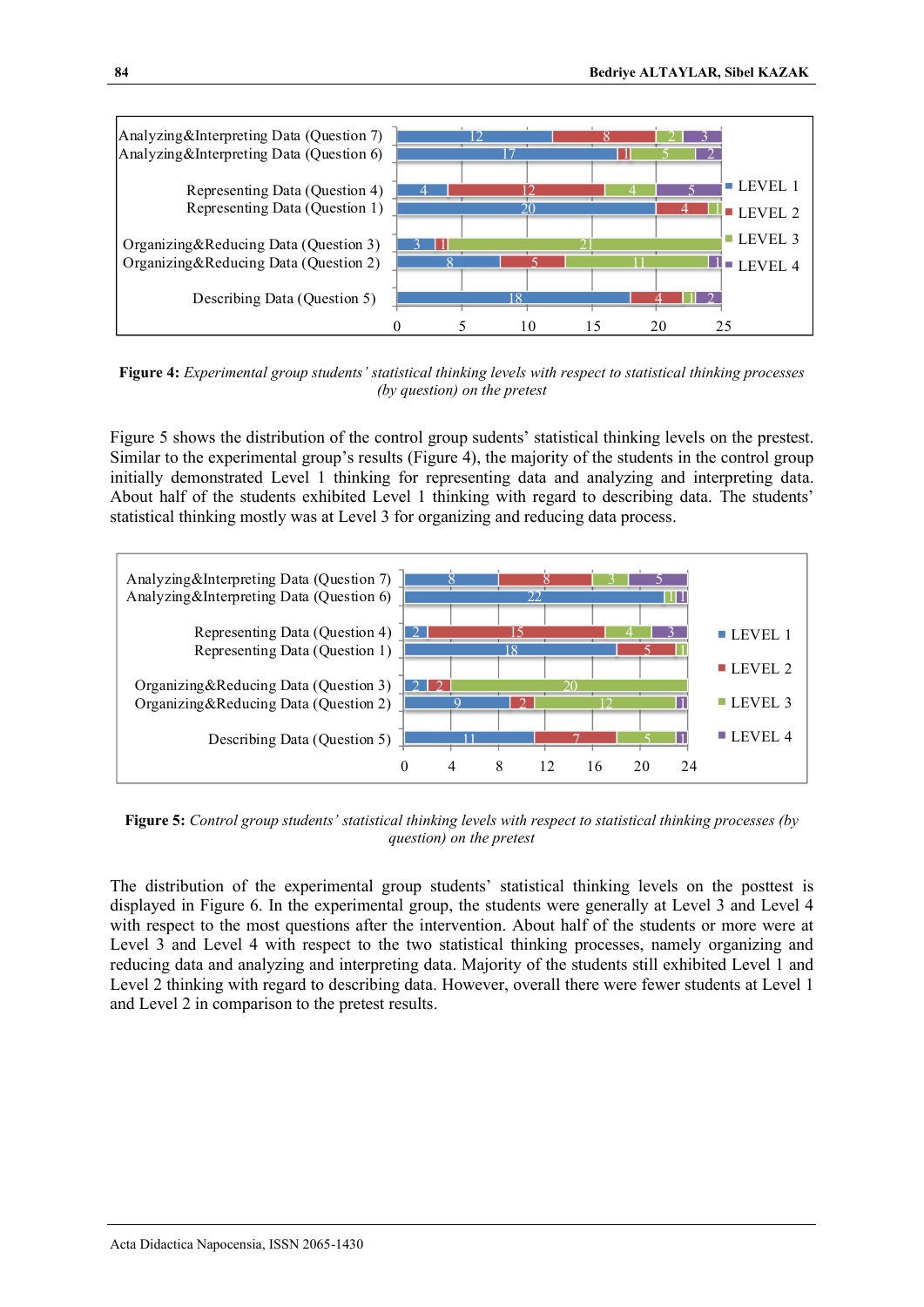| | LEVEL 1 | LEVEL 2 | LEVEL 3 | LEVEL 4 |
|---|---|---|---|---|
| Analyzing&Interpreting Data (Question 7) | 12 | 8 | 2 | 3 |
| Analyzing&Interpreting Data (Question 6) | 17 | 1 | 5 | 2 |
| Representing Data (Question 4) | 4 | 12 | 4 | 5 |
| Representing Data (Question 1) | 20 | 4 | 1 | |
| Organizing&Reducing Data (Question 3) | 3 | 1 | 21 | |
| Organizing&Reducing Data (Question 2) | 8 | 5 | 11 | 1 |
| Describing Data (Question 5) | 18 | 4 | 1 | 2 |

**Figure 4:** *Experimental group students' statistical thinking levels with respect to statistical thinking processes (by question) on the pretest*

Figure 5 shows the distribution of the control group sudents' statistical thinking levels on the prestest. Similar to the experimental group's results (Figure 4), the majority of the students in the control group initially demonstrated Level 1 thinking for representing data and analyzing and interpreting data. About half of the students exhibited Level 1 thinking with regard to describing data. The students' statistical thinking mostly was at Level 3 for organizing and reducing data process.

| | LEVEL 1 | LEVEL 2 | LEVEL 3 | LEVEL 4 |
|---|---|---|---|---|
| Analyzing&Interpreting Data (Question 7) | 8 | 8 | 3 | 5 |
| Analyzing&Interpreting Data (Question 6) | 22 | | 1 | 1 |
| Representing Data (Question 4) | 2 | 15 | 4 | 3 |
| Representing Data (Question 1) | 18 | 5 | 1 | |
| Organizing&Reducing Data (Question 3) | 2 | 2 | 20 | |
| Organizing&Reducing Data (Question 2) | 9 | 2 | 12 | 1 |
| Describing Data (Question 5) | 11 | 7 | 5 | 1 |

**Figure 5:** *Control group students' statistical thinking levels with respect to statistical thinking processes (by question) on the pretest*

The distribution of the experimental group students' statistical thinking levels on the posttest is displayed in Figure 6. In the experimental group, the students were generally at Level 3 and Level 4 with respect to the most questions after the intervention. About half of the students or more were at Level 3 and Level 4 with respect to the two statistical thinking processes, namely organizing and reducing data and analyzing and interpreting data. Majority of the students still exhibited Level 1 and Level 2 thinking with regard to describing data. However, overall there were fewer students at Level 1 and Level 2 in comparison to the pretest results.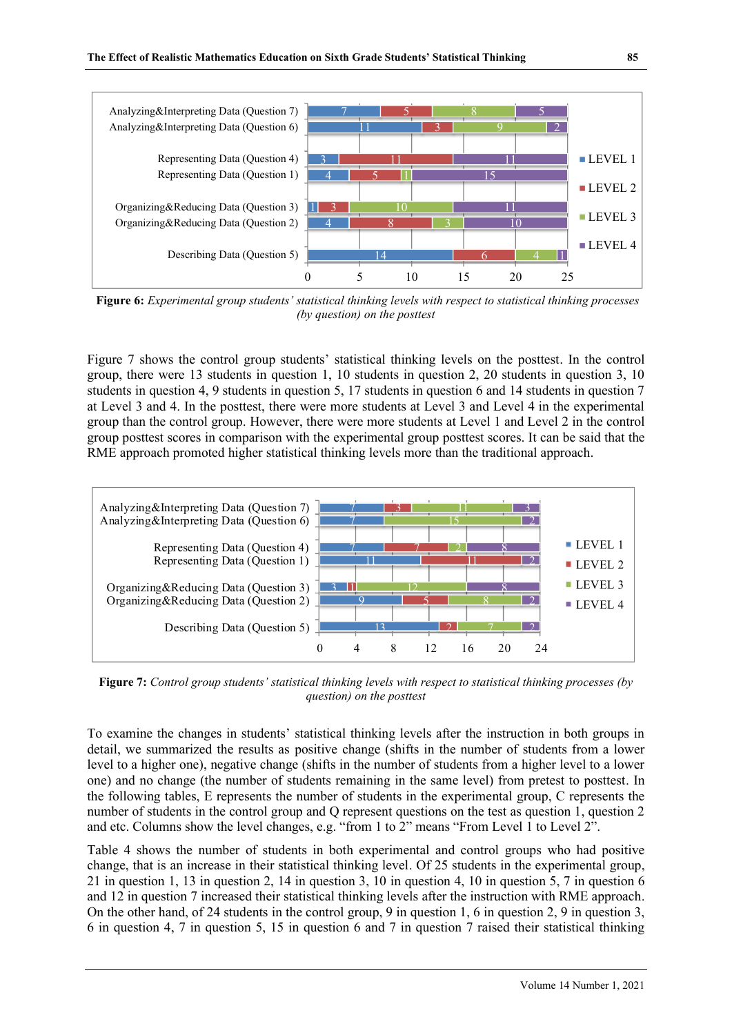Figure 6: *Experimental group students' statistical thinking levels with respect to statistical thinking processes (by question) on the posttest*

Figure 7 shows the control group students' statistical thinking levels on the posttest. In the control group, there were 13 students in question 1, 10 students in question 2, 20 students in question 3, 10 students in question 4, 9 students in question 5, 17 students in question 6 and 14 students in question 7 at Level 3 and 4. In the posttest, there were more students at Level 3 and Level 4 in the experimental group than the control group. However, there were more students at Level 1 and Level 2 in the control group posttest scores in comparison with the experimental group posttest scores. It can be said that the RME approach promoted higher statistical thinking levels more than the traditional approach.

Figure 7: *Control group students' statistical thinking levels with respect to statistical thinking processes (by question) on the posttest*

To examine the changes in students' statistical thinking levels after the instruction in both groups in detail, we summarized the results as positive change (shifts in the number of students from a lower level to a higher one), negative change (shifts in the number of students from a higher level to a lower one) and no change (the number of students remaining in the same level) from pretest to posttest. In the following tables, E represents the number of students in the experimental group, C represents the number of students in the control group and Q represent questions on the test as question 1, question 2 and etc. Columns show the level changes, e.g. "from 1 to 2" means "From Level 1 to Level 2".

Table 4 shows the number of students in both experimental and control groups who had positive change, that is an increase in their statistical thinking level. Of 25 students in the experimental group, 21 in question 1, 13 in question 2, 14 in question 3, 10 in question 4, 10 in question 5, 7 in question 6 and 12 in question 7 increased their statistical thinking levels after the instruction with RME approach. On the other hand, of 24 students in the control group, 9 in question 1, 6 in question 2, 9 in question 3, 6 in question 4, 7 in question 5, 15 in question 6 and 7 in question 7 raised their statistical thinking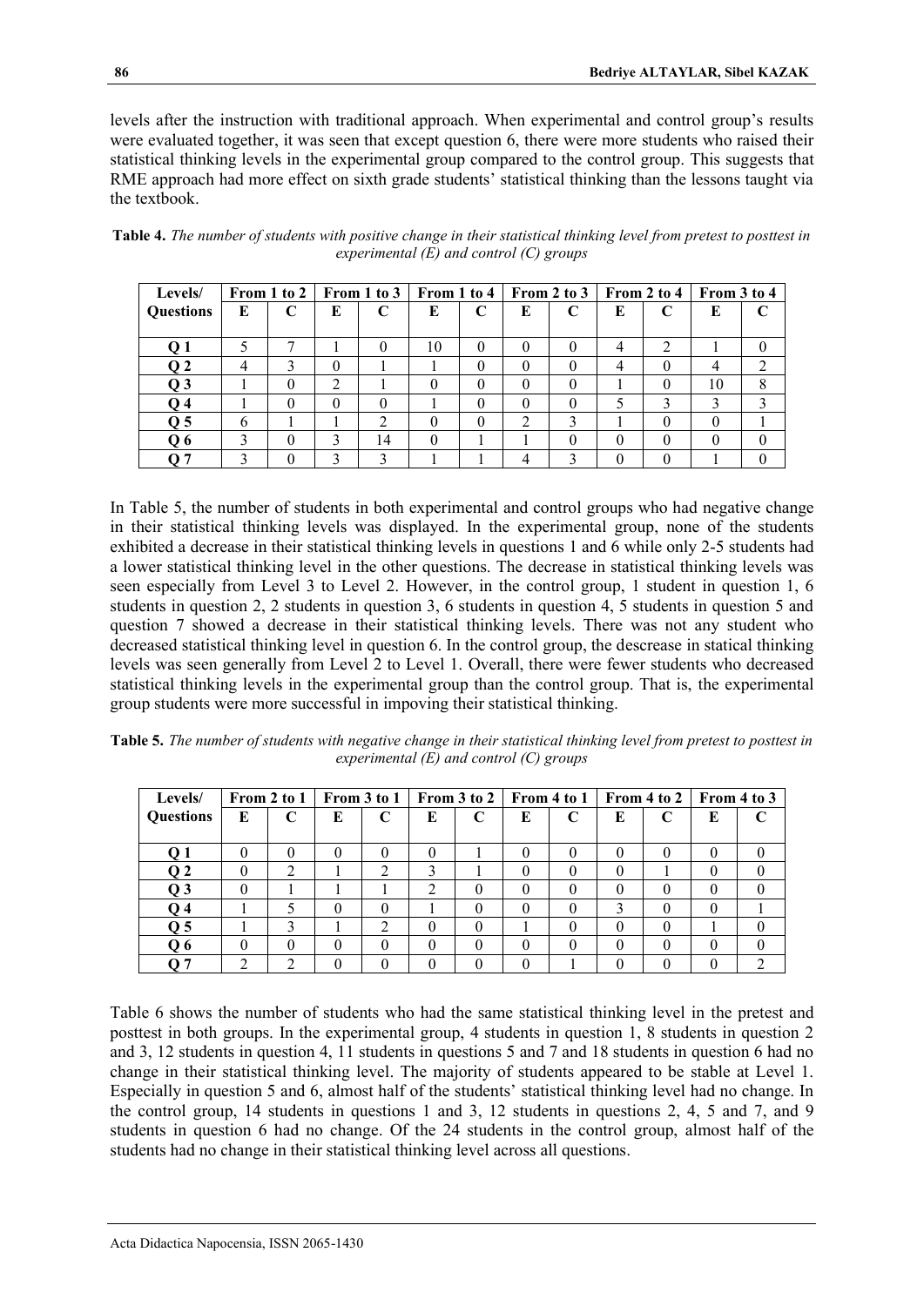levels after the instruction with traditional approach. When experimental and control group's results were evaluated together, it was seen that except question 6, there were more students who raised their statistical thinking levels in the experimental group compared to the control group. This suggests that RME approach had more effect on sixth grade students' statistical thinking than the lessons taught via the textbook.

**Table 4.** *The number of students with positive change in their statistical thinking level from pretest to posttest in experimental (E) and control (C) groups*

| Levels/ | From 1 to 2 | | From 1 to 3 | | From 1 to 4 | | From 2 to 3 | | From 2 to 4 | | From 3 to 4 | |
|---|---|---|---|---|---|---|---|---|---|---|---|---|
| **Questions** | **E** | **C** | **E** | **C** | **E** | **C** | **E** | **C** | **E** | **C** | **E** | **C** |
| **Q 1** | 5 | 7 | 1 | 0 | 10 | 0 | 0 | 0 | 4 | 2 | 1 | 0 |
| **Q 2** | 4 | 3 | 0 | 1 | 1 | 0 | 0 | 0 | 4 | 0 | 4 | 2 |
| **Q 3** | 1 | 0 | 2 | 1 | 0 | 0 | 0 | 0 | 1 | 0 | 10 | 8 |
| **Q 4** | 1 | 0 | 0 | 0 | 1 | 0 | 0 | 0 | 5 | 3 | 3 | 3 |
| **Q 5** | 6 | 1 | 1 | 2 | 0 | 0 | 2 | 3 | 1 | 0 | 0 | 1 |
| **Q 6** | 3 | 0 | 3 | 14 | 0 | 1 | 1 | 0 | 0 | 0 | 0 | 0 |
| **Q 7** | 3 | 0 | 3 | 3 | 1 | 1 | 4 | 3 | 0 | 0 | 1 | 0 |

In Table 5, the number of students in both experimental and control groups who had negative change in their statistical thinking levels was displayed. In the experimental group, none of the students exhibited a decrease in their statistical thinking levels in questions 1 and 6 while only 2-5 students had a lower statistical thinking level in the other questions. The decrease in statistical thinking levels was seen especially from Level 3 to Level 2. However, in the control group, 1 student in question 1, 6 students in question 2, 2 students in question 3, 6 students in question 4, 5 students in question 5 and question 7 showed a decrease in their statistical thinking levels. There was not any student who decreased statistical thinking level in question 6. In the control group, the descrease in statical thinking levels was seen generally from Level 2 to Level 1. Overall, there were fewer students who decreased statistical thinking levels in the experimental group than the control group. That is, the experimental group students were more successful in impoving their statistical thinking.

**Table 5.** *The number of students with negative change in their statistical thinking level from pretest to posttest in experimental (E) and control (C) groups*

| Levels/ | From 2 to 1 | | From 3 to 1 | | From 3 to 2 | | From 4 to 1 | | From 4 to 2 | | From 4 to 3 | |
|---|---|---|---|---|---|---|---|---|---|---|---|---|
| **Questions** | **E** | **C** | **E** | **C** | **E** | **C** | **E** | **C** | **E** | **C** | **E** | **C** |
| **Q 1** | 0 | 0 | 0 | 0 | 0 | 1 | 0 | 0 | 0 | 0 | 0 | 0 |
| **Q 2** | 0 | 2 | 1 | 2 | 3 | 1 | 0 | 0 | 0 | 1 | 0 | 0 |
| **Q 3** | 0 | 1 | 1 | 1 | 2 | 0 | 0 | 0 | 0 | 0 | 0 | 0 |
| **Q 4** | 1 | 5 | 0 | 0 | 1 | 0 | 0 | 0 | 3 | 0 | 0 | 1 |
| **Q 5** | 1 | 3 | 1 | 2 | 0 | 0 | 1 | 0 | 0 | 0 | 1 | 0 |
| **Q 6** | 0 | 0 | 0 | 0 | 0 | 0 | 0 | 0 | 0 | 0 | 0 | 0 |
| **Q 7** | 2 | 2 | 0 | 0 | 0 | 0 | 0 | 1 | 0 | 0 | 0 | 2 |

Table 6 shows the number of students who had the same statistical thinking level in the pretest and posttest in both groups. In the experimental group, 4 students in question 1, 8 students in question 2 and 3, 12 students in question 4, 11 students in questions 5 and 7 and 18 students in question 6 had no change in their statistical thinking level. The majority of students appeared to be stable at Level 1. Especially in question 5 and 6, almost half of the students' statistical thinking level had no change. In the control group, 14 students in questions 1 and 3, 12 students in questions 2, 4, 5 and 7, and 9 students in question 6 had no change. Of the 24 students in the control group, almost half of the students had no change in their statistical thinking level across all questions.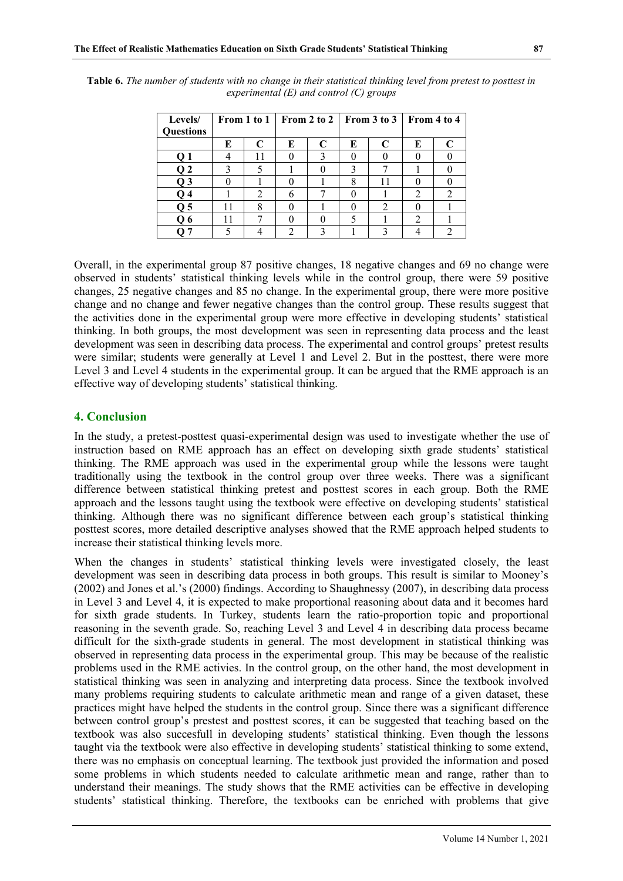**Table 6.** *The number of students with no change in their statistical thinking level from pretest to posttest in experimental (E) and control (C) groups*

| Levels/ Questions | From 1 to 1 | | From 2 to 2 | | From 3 to 3 | | From 4 to 4 | |
|---|---|---|---|---|---|---|---|---|
| | E | C | E | C | E | C | E | C |
| Q 1 | 4 | 11 | 0 | 3 | 0 | 0 | 0 | 0 |
| Q 2 | 3 | 5 | 1 | 0 | 3 | 7 | 1 | 0 |
| Q 3 | 0 | 1 | 0 | 1 | 8 | 11 | 0 | 0 |
| Q 4 | 1 | 2 | 6 | 7 | 0 | 1 | 2 | 2 |
| Q 5 | 11 | 8 | 0 | 1 | 0 | 2 | 0 | 1 |
| Q 6 | 11 | 7 | 0 | 0 | 5 | 1 | 2 | 1 |
| Q 7 | 5 | 4 | 2 | 3 | 1 | 3 | 4 | 2 |

Overall, in the experimental group 87 positive changes, 18 negative changes and 69 no change were observed in students' statistical thinking levels while in the control group, there were 59 positive changes, 25 negative changes and 85 no change. In the experimental group, there were more positive change and no change and fewer negative changes than the control group. These results suggest that the activities done in the experimental group were more effective in developing students' statistical thinking. In both groups, the most development was seen in representing data process and the least development was seen in describing data process. The experimental and control groups' pretest results were similar; students were generally at Level 1 and Level 2. But in the posttest, there were more Level 3 and Level 4 students in the experimental group. It can be argued that the RME approach is an effective way of developing students' statistical thinking.

## 4. Conclusion

In the study, a pretest-posttest quasi-experimental design was used to investigate whether the use of instruction based on RME approach has an effect on developing sixth grade students' statistical thinking. The RME approach was used in the experimental group while the lessons were taught traditionally using the textbook in the control group over three weeks. There was a significant difference between statistical thinking pretest and posttest scores in each group. Both the RME approach and the lessons taught using the textbook were effective on developing students' statistical thinking. Although there was no significant difference between each group's statistical thinking posttest scores, more detailed descriptive analyses showed that the RME approach helped students to increase their statistical thinking levels more.

When the changes in students' statistical thinking levels were investigated closely, the least development was seen in describing data process in both groups. This result is similar to Mooney's (2002) and Jones et al.'s (2000) findings. According to Shaughnessy (2007), in describing data process in Level 3 and Level 4, it is expected to make proportional reasoning about data and it becomes hard for sixth grade students. In Turkey, students learn the ratio-proportion topic and proportional reasoning in the seventh grade. So, reaching Level 3 and Level 4 in describing data process became difficult for the sixth-grade students in general. The most development in statistical thinking was observed in representing data process in the experimental group. This may be because of the realistic problems used in the RME activies. In the control group, on the other hand, the most development in statistical thinking was seen in analyzing and interpreting data process. Since the textbook involved many problems requiring students to calculate arithmetic mean and range of a given dataset, these practices might have helped the students in the control group. Since there was a significant difference between control group's prestest and posttest scores, it can be suggested that teaching based on the textbook was also succesfull in developing students' statistical thinking. Even though the lessons taught via the textbook were also effective in developing students' statistical thinking to some extend, there was no emphasis on conceptual learning. The textbook just provided the information and posed some problems in which students needed to calculate arithmetic mean and range, rather than to understand their meanings. The study shows that the RME activities can be effective in developing students' statistical thinking. Therefore, the textbooks can be enriched with problems that give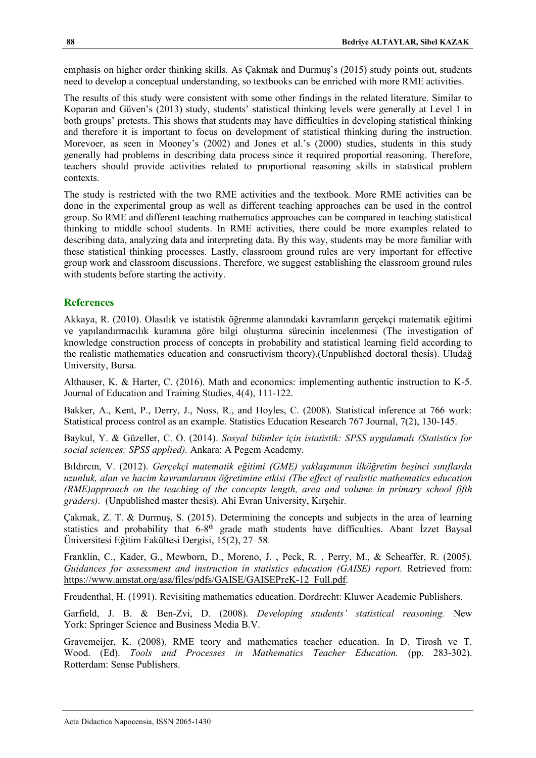emphasis on higher order thinking skills. As Çakmak and Durmuş's (2015) study points out, students need to develop a conceptual understanding, so textbooks can be enriched with more RME activities.

The results of this study were consistent with some other findings in the related literature. Similar to Koparan and Güven's (2013) study, students' statistical thinking levels were generally at Level 1 in both groups' pretests. This shows that students may have difficulties in developing statistical thinking and therefore it is important to focus on development of statistical thinking during the instruction. Morevoer, as seen in Mooney's (2002) and Jones et al.'s (2000) studies, students in this study generally had problems in describing data process since it required proportial reasoning. Therefore, teachers should provide activities related to proportional reasoning skills in statistical problem contexts.

The study is restricted with the two RME activities and the textbook. More RME activities can be done in the experimental group as well as different teaching approaches can be used in the control group. So RME and different teaching mathematics approaches can be compared in teaching statistical thinking to middle school students. In RME activities, there could be more examples related to describing data, analyzing data and interpreting data. By this way, students may be more familiar with these statistical thinking processes. Lastly, classroom ground rules are very important for effective group work and classroom discussions. Therefore, we suggest establishing the classroom ground rules with students before starting the activity.

## References

Akkaya, R. (2010). Olasılık ve istatistik öğrenme alanındaki kavramların gerçekçi matematik eğitimi ve yapılandırmacılık kuramına göre bilgi oluşturma sürecinin incelenmesi (The investigation of knowledge construction process of concepts in probability and statistical learning field according to the realistic mathematics education and consructivism theory).(Unpublished doctoral thesis). Uludağ University, Bursa.

Althauser, K. & Harter, C. (2016). Math and economics: implementing authentic instruction to K-5. Journal of Education and Training Studies, 4(4), 111-122.

Bakker, A., Kent, P., Derry, J., Noss, R., and Hoyles, C. (2008). Statistical inference at 766 work: Statistical process control as an example. Statistics Education Research 767 Journal, 7(2), 130-145.

Baykul, Y. & Güzeller, C. O. (2014). *Sosyal bilimler için istatistik: SPSS uygulamalı (Statistics for social sciences: SPSS applied).* Ankara: A Pegem Academy.

Bıldırcın, V. (2012). *Gerçekçi matematik eğitimi (GME) yaklaşımının ilköğretim beşinci sınıflarda uzunluk, alan ve hacim kavramlarının öğretimine etkisi (The effect of realistic mathematics education (RME)approach on the teaching of the concepts length, area and volume in primary school fifth graders).* (Unpublished master thesis). Ahi Evran University, Kırşehir.

Çakmak, Z. T. & Durmuş, S. (2015). Determining the concepts and subjects in the area of learning statistics and probability that 6-8th grade math students have difficulties. Abant İzzet Baysal Üniversitesi Eğitim Fakültesi Dergisi, 15(2), 27–58.

Franklin, C., Kader, G., Mewborn, D., Moreno, J. , Peck, R. , Perry, M., & Scheaffer, R. (2005). *Guidances for assessment and instruction in statistics education (GAISE) report.* Retrieved from: https://www.amstat.org/asa/files/pdfs/GAISE/GAISEPreK-12_Full.pdf.

Freudenthal, H. (1991). Revisiting mathematics education. Dordrecht: Kluwer Academic Publishers.

Garfield, J. B. & Ben-Zvi, D. (2008). *Developing students' statistical reasoning.* New York: Springer Science and Business Media B.V.

Gravemeijer, K. (2008). RME teory and mathematics teacher education. In D. Tirosh ve T. Wood. (Ed). *Tools and Processes in Mathematics Teacher Education.* (pp. 283-302). Rotterdam: Sense Publishers.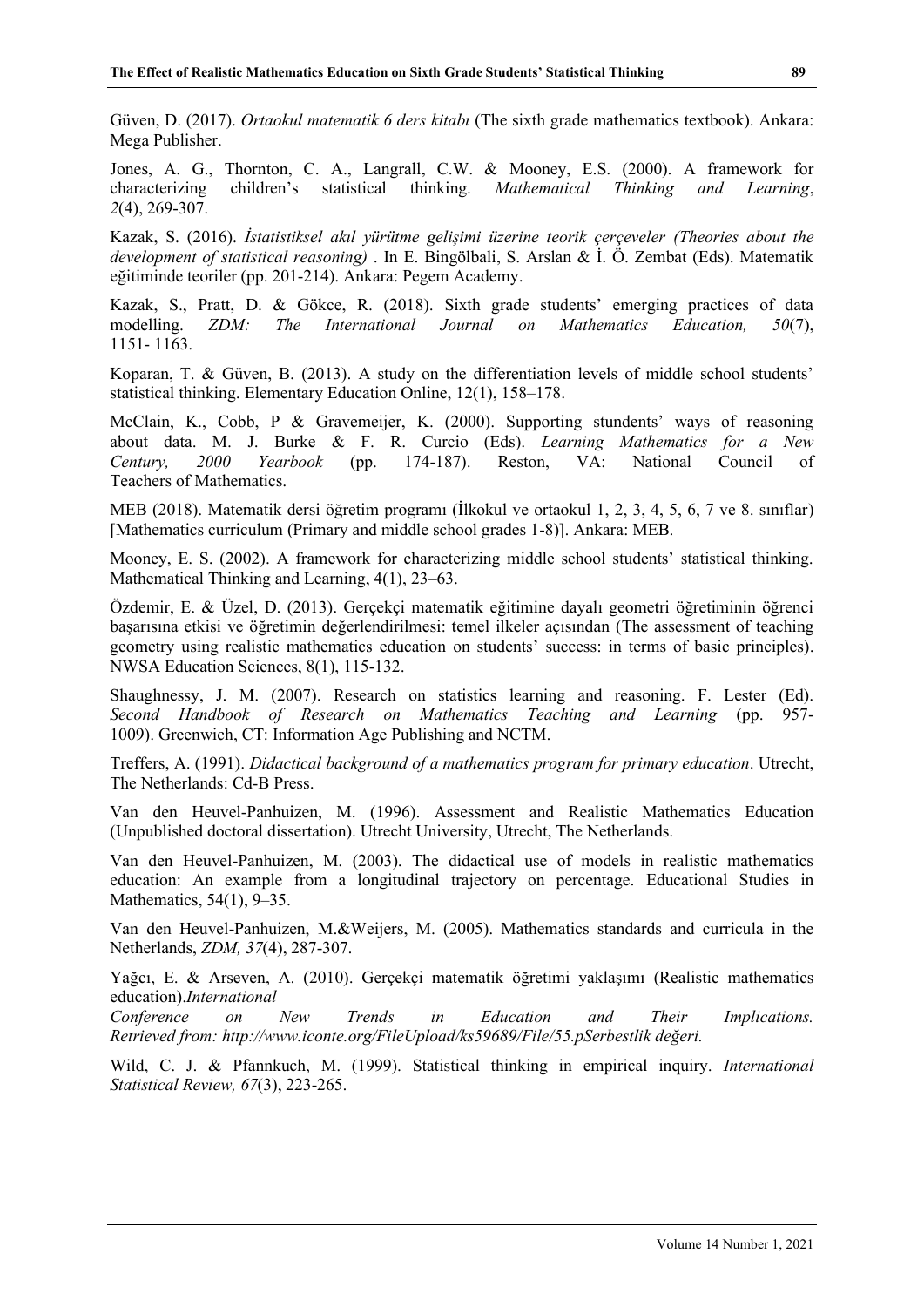Güven, D. (2017). *Ortaokul matematik 6 ders kitabı* (The sixth grade mathematics textbook). Ankara: Mega Publisher.

Jones, A. G., Thornton, C. A., Langrall, C.W. & Mooney, E.S. (2000). A framework for characterizing children's statistical thinking. *Mathematical Thinking and Learning*, *2*(4), 269-307.

Kazak, S. (2016). *İstatistiksel akıl yürütme gelişimi üzerine teorik çerçeveler (Theories about the development of statistical reasoning)* . In E. Bingölbali, S. Arslan & İ. Ö. Zembat (Eds). Matematik eğitiminde teoriler (pp. 201-214). Ankara: Pegem Academy.

Kazak, S., Pratt, D. & Gökce, R. (2018). Sixth grade students' emerging practices of data modelling. *ZDM: The International Journal on Mathematics Education, 50*(7), 1151- 1163.

Koparan, T. & Güven, B. (2013). A study on the differentiation levels of middle school students' statistical thinking. Elementary Education Online, 12(1), 158–178.

McClain, K., Cobb, P & Gravemeijer, K. (2000). Supporting stundents' ways of reasoning about data. M. J. Burke & F. R. Curcio (Eds). *Learning Mathematics for a New Century, 2000 Yearbook* (pp. 174-187). Reston, VA: National Council of Teachers of Mathematics.

MEB (2018). Matematik dersi öğretim programı (İlkokul ve ortaokul 1, 2, 3, 4, 5, 6, 7 ve 8. sınıflar) [Mathematics curriculum (Primary and middle school grades 1-8)]. Ankara: MEB.

Mooney, E. S. (2002). A framework for characterizing middle school students' statistical thinking. Mathematical Thinking and Learning, 4(1), 23–63.

Özdemir, E. & Üzel, D. (2013). Gerçekçi matematik eğitimine dayalı geometri öğretiminin öğrenci başarısına etkisi ve öğretimin değerlendirilmesi: temel ilkeler açısından (The assessment of teaching geometry using realistic mathematics education on students' success: in terms of basic principles). NWSA Education Sciences, 8(1), 115-132.

Shaughnessy, J. M. (2007). Research on statistics learning and reasoning. F. Lester (Ed). *Second Handbook of Research on Mathematics Teaching and Learning* (pp. 957-1009). Greenwich, CT: Information Age Publishing and NCTM.

Treffers, A. (1991). *Didactical background of a mathematics program for primary education*. Utrecht, The Netherlands: Cd-B Press.

Van den Heuvel-Panhuizen, M. (1996). Assessment and Realistic Mathematics Education (Unpublished doctoral dissertation). Utrecht University, Utrecht, The Netherlands.

Van den Heuvel-Panhuizen, M. (2003). The didactical use of models in realistic mathematics education: An example from a longitudinal trajectory on percentage. Educational Studies in Mathematics, 54(1), 9–35.

Van den Heuvel-Panhuizen, M.&Weijers, M. (2005). Mathematics standards and curricula in the Netherlands, *ZDM, 37*(4), 287-307.

Yağcı, E. & Arseven, A. (2010). Gerçekçi matematik öğretimi yaklaşımı (Realistic mathematics education).*International Conference on New Trends in Education and Their Implications. Retrieved from: http://www.iconte.org/FileUpload/ks59689/File/55.pSerbestlik değeri.*

Wild, C. J. & Pfannkuch, M. (1999). Statistical thinking in empirical inquiry. *International Statistical Review, 67*(3), 223-265.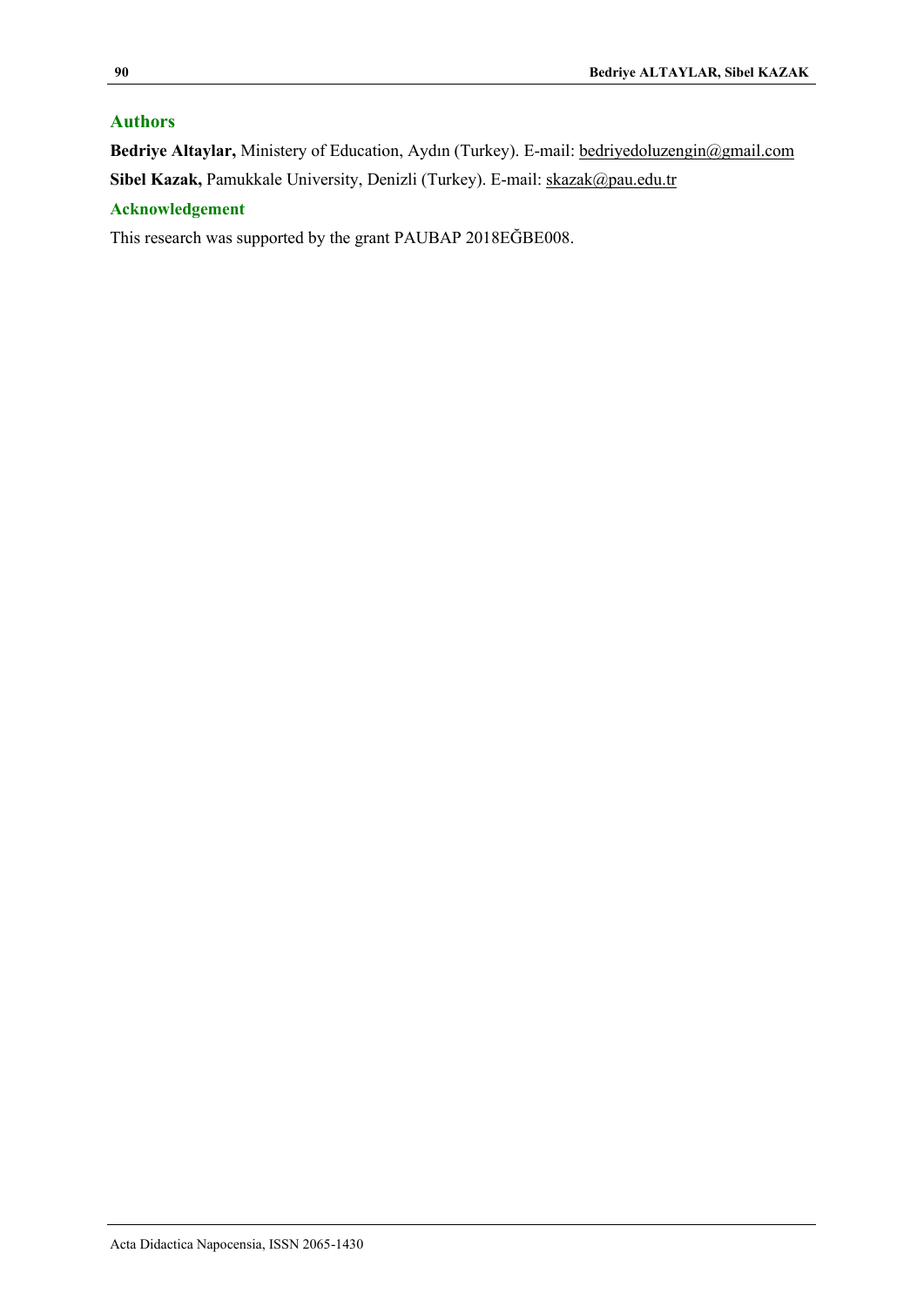## Authors

**Bedriye Altaylar,** Ministery of Education, Aydın (Turkey). E-mail: bedriyedoluzengin@gmail.com

**Sibel Kazak,** Pamukkale University, Denizli (Turkey). E-mail: skazak@pau.edu.tr

## Acknowledgement

This research was supported by the grant PAUBAP 2018EĞBE008.